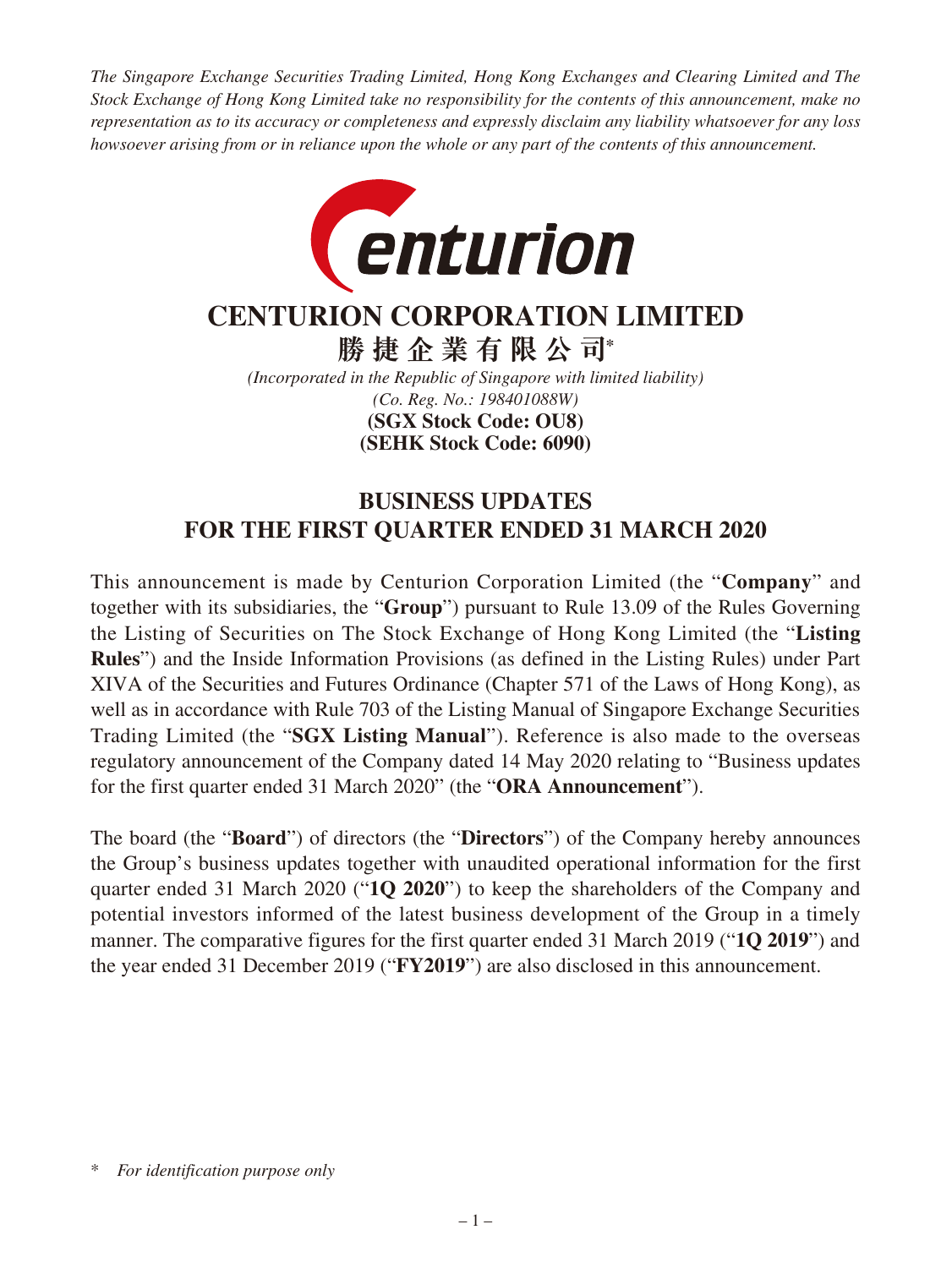*The Singapore Exchange Securities Trading Limited, Hong Kong Exchanges and Clearing Limited and The Stock Exchange of Hong Kong Limited take no responsibility for the contents of this announcement, make no representation as to its accuracy or completeness and expressly disclaim any liability whatsoever for any loss howsoever arising from or in reliance upon the whole or any part of the contents of this announcement.*

# CENTURION CORPORATION LIMITED

## 勝捷企業有限公司*

*(Incorporated in the Republic of Singapore with limited liability)*
*(Co. Reg. No.: 198401088W)*
**(SGX Stock Code: OU8)**
**(SEHK Stock Code: 6090)**

## BUSINESS UPDATES FOR THE FIRST QUARTER ENDED 31 MARCH 2020

This announcement is made by Centurion Corporation Limited (the "**Company**" and together with its subsidiaries, the "**Group**") pursuant to Rule 13.09 of the Rules Governing the Listing of Securities on The Stock Exchange of Hong Kong Limited (the "**Listing Rules**") and the Inside Information Provisions (as defined in the Listing Rules) under Part XIVA of the Securities and Futures Ordinance (Chapter 571 of the Laws of Hong Kong), as well as in accordance with Rule 703 of the Listing Manual of Singapore Exchange Securities Trading Limited (the "**SGX Listing Manual**"). Reference is also made to the overseas regulatory announcement of the Company dated 14 May 2020 relating to "Business updates for the first quarter ended 31 March 2020" (the "**ORA Announcement**").

The board (the "**Board**") of directors (the "**Directors**") of the Company hereby announces the Group's business updates together with unaudited operational information for the first quarter ended 31 March 2020 ("**1Q 2020**") to keep the shareholders of the Company and potential investors informed of the latest business development of the Group in a timely manner. The comparative figures for the first quarter ended 31 March 2019 ("**1Q 2019**") and the year ended 31 December 2019 ("**FY2019**") are also disclosed in this announcement.

\* *For identification purpose only*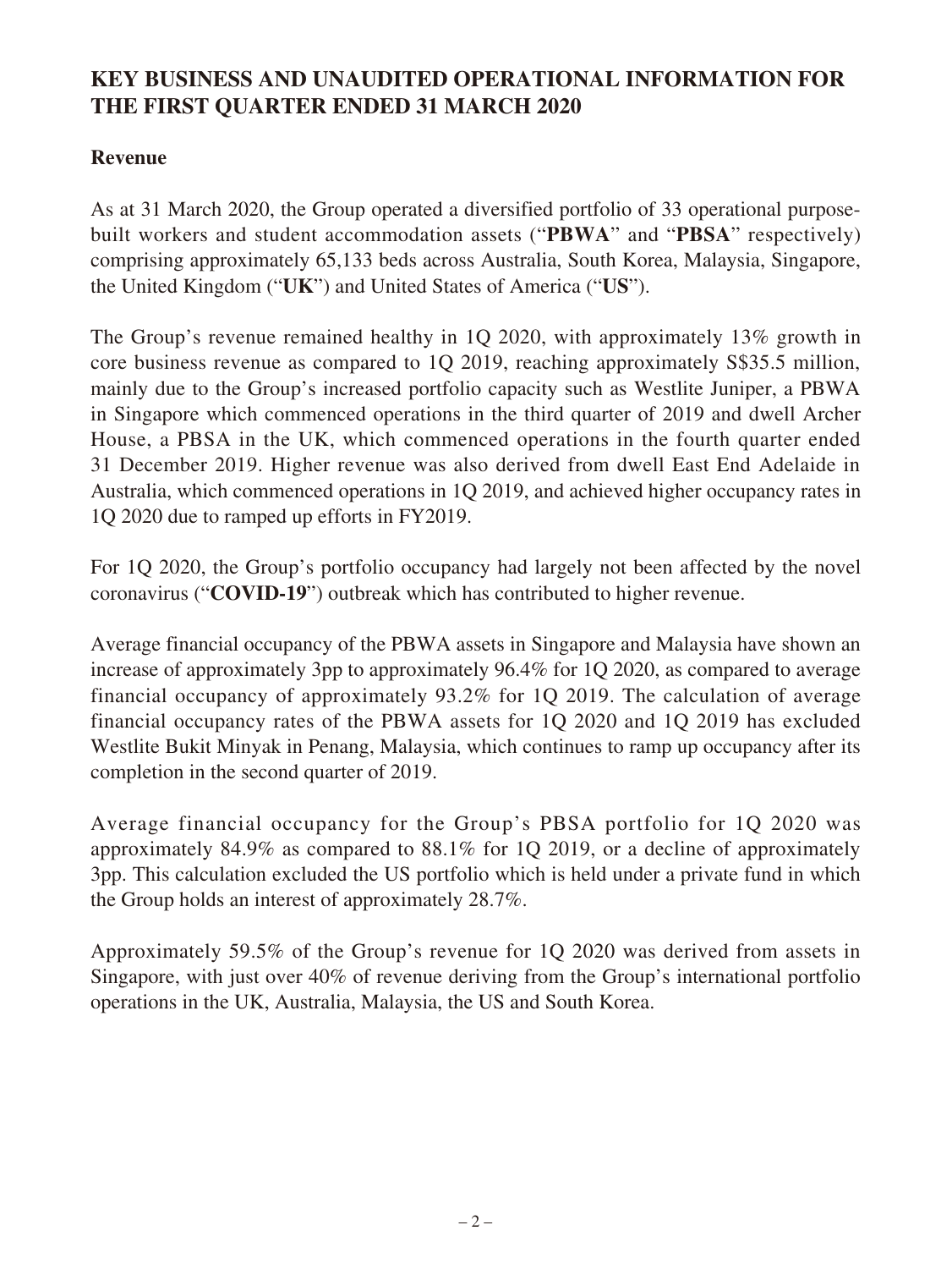# KEY BUSINESS AND UNAUDITED OPERATIONAL INFORMATION FOR THE FIRST QUARTER ENDED 31 MARCH 2020

## Revenue

As at 31 March 2020, the Group operated a diversified portfolio of 33 operational purpose-built workers and student accommodation assets ("**PBWA**" and "**PBSA**" respectively) comprising approximately 65,133 beds across Australia, South Korea, Malaysia, Singapore, the United Kingdom ("**UK**") and United States of America ("**US**").

The Group's revenue remained healthy in 1Q 2020, with approximately 13% growth in core business revenue as compared to 1Q 2019, reaching approximately S$35.5 million, mainly due to the Group's increased portfolio capacity such as Westlite Juniper, a PBWA in Singapore which commenced operations in the third quarter of 2019 and dwell Archer House, a PBSA in the UK, which commenced operations in the fourth quarter ended 31 December 2019. Higher revenue was also derived from dwell East End Adelaide in Australia, which commenced operations in 1Q 2019, and achieved higher occupancy rates in 1Q 2020 due to ramped up efforts in FY2019.

For 1Q 2020, the Group's portfolio occupancy had largely not been affected by the novel coronavirus ("**COVID-19**") outbreak which has contributed to higher revenue.

Average financial occupancy of the PBWA assets in Singapore and Malaysia have shown an increase of approximately 3pp to approximately 96.4% for 1Q 2020, as compared to average financial occupancy of approximately 93.2% for 1Q 2019. The calculation of average financial occupancy rates of the PBWA assets for 1Q 2020 and 1Q 2019 has excluded Westlite Bukit Minyak in Penang, Malaysia, which continues to ramp up occupancy after its completion in the second quarter of 2019.

Average financial occupancy for the Group's PBSA portfolio for 1Q 2020 was approximately 84.9% as compared to 88.1% for 1Q 2019, or a decline of approximately 3pp. This calculation excluded the US portfolio which is held under a private fund in which the Group holds an interest of approximately 28.7%.

Approximately 59.5% of the Group's revenue for 1Q 2020 was derived from assets in Singapore, with just over 40% of revenue deriving from the Group's international portfolio operations in the UK, Australia, Malaysia, the US and South Korea.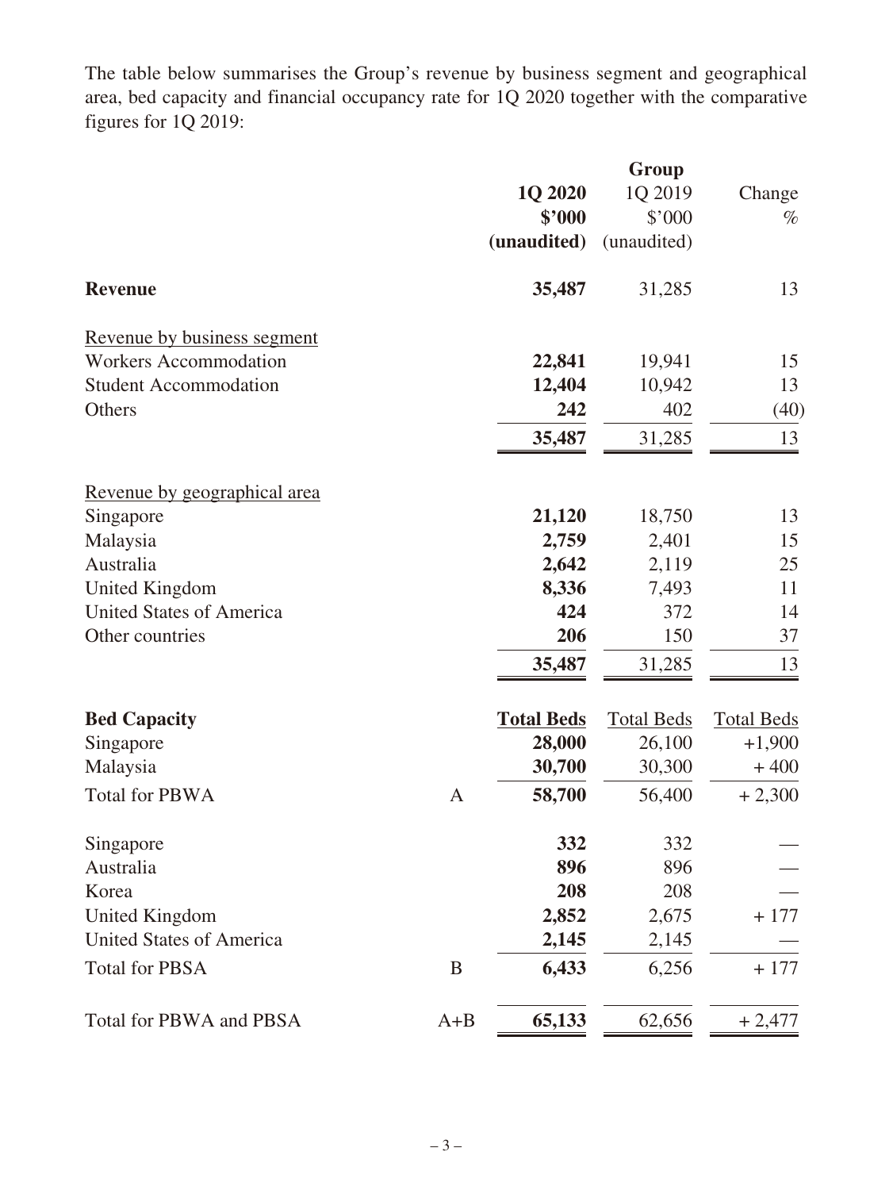The table below summarises the Group's revenue by business segment and geographical area, bed capacity and financial occupancy rate for 1Q 2020 together with the comparative figures for 1Q 2019:

| | | Group | | |
|---|---|---|---|---|
| | | **1Q 2020** | 1Q 2019 | Change |
| | | **$'000** | $'000 | % |
| | | **(unaudited)** | (unaudited) | |
| **Revenue** | | **35,487** | 31,285 | 13 |
| Revenue by business segment | | | | |
| Workers Accommodation | | **22,841** | 19,941 | 15 |
| Student Accommodation | | **12,404** | 10,942 | 13 |
| Others | | **242** | 402 | (40) |
| | | **35,487** | 31,285 | 13 |
| Revenue by geographical area | | | | |
| Singapore | | **21,120** | 18,750 | 13 |
| Malaysia | | **2,759** | 2,401 | 15 |
| Australia | | **2,642** | 2,119 | 25 |
| United Kingdom | | **8,336** | 7,493 | 11 |
| United States of America | | **424** | 372 | 14 |
| Other countries | | **206** | 150 | 37 |
| | | **35,487** | 31,285 | 13 |
| **Bed Capacity** | | **Total Beds** | Total Beds | Total Beds |
| Singapore | | **28,000** | 26,100 | +1,900 |
| Malaysia | | **30,700** | 30,300 | + 400 |
| Total for PBWA | A | **58,700** | 56,400 | + 2,300 |
| Singapore | | **332** | 332 | — |
| Australia | | **896** | 896 | — |
| Korea | | **208** | 208 | — |
| United Kingdom | | **2,852** | 2,675 | + 177 |
| United States of America | | **2,145** | 2,145 | — |
| Total for PBSA | B | **6,433** | 6,256 | + 177 |
| Total for PBWA and PBSA | A+B | **65,133** | 62,656 | + 2,477 |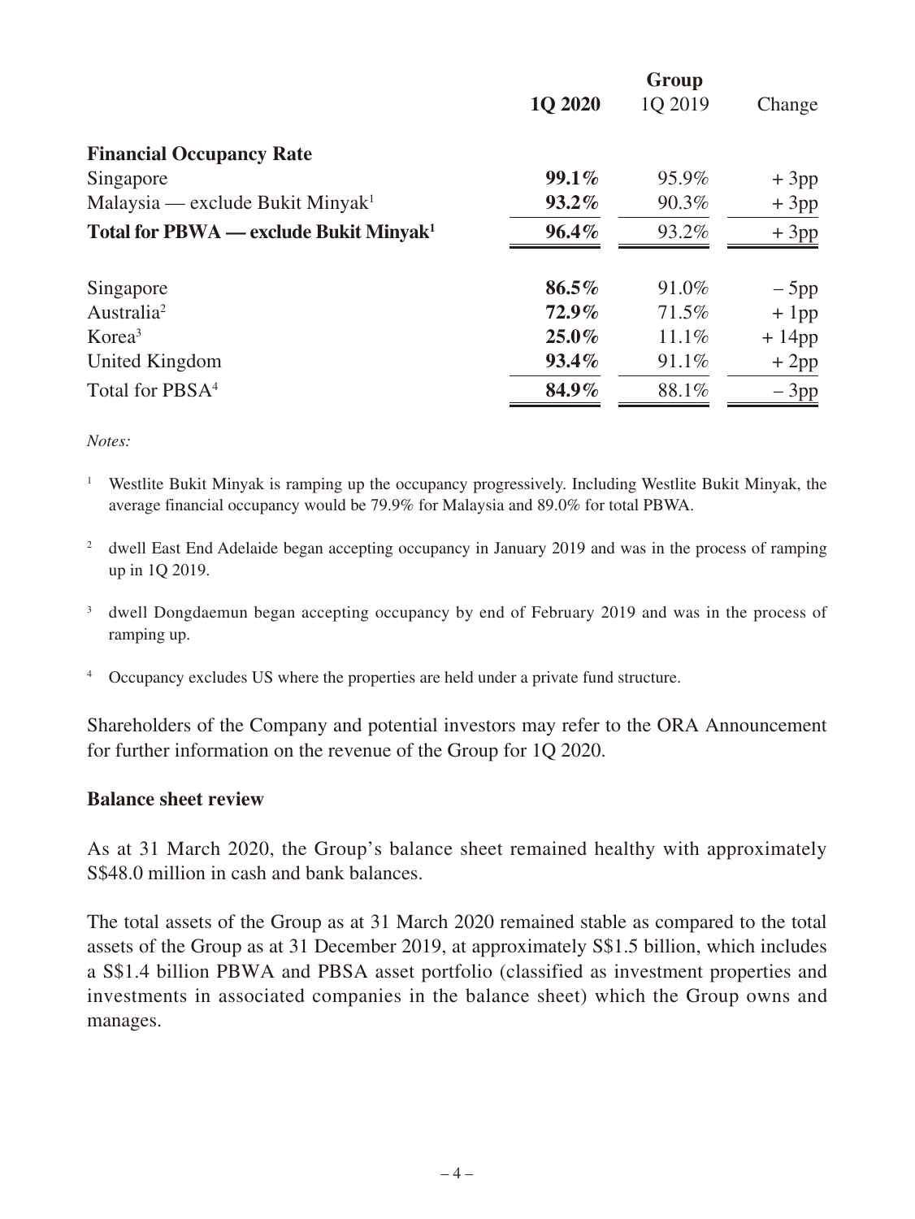| | Group | | |
|---|---|---|---|
| | **1Q 2020** | 1Q 2019 | Change |
| **Financial Occupancy Rate** | | | |
| Singapore | **99.1%** | 95.9% | + 3pp |
| Malaysia — exclude Bukit Minyak[1] | **93.2%** | 90.3% | + 3pp |
| **Total for PBWA — exclude Bukit Minyak[1]** | **96.4%** | 93.2% | + 3pp |
| | | | |
| Singapore | **86.5%** | 91.0% | – 5pp |
| Australia[2] | **72.9%** | 71.5% | + 1pp |
| Korea[3] | **25.0%** | 11.1% | + 14pp |
| United Kingdom | **93.4%** | 91.1% | + 2pp |
| Total for PBSA[4] | **84.9%** | 88.1% | – 3pp |

*Notes:*

1. Westlite Bukit Minyak is ramping up the occupancy progressively. Including Westlite Bukit Minyak, the average financial occupancy would be 79.9% for Malaysia and 89.0% for total PBWA.

2. dwell East End Adelaide began accepting occupancy in January 2019 and was in the process of ramping up in 1Q 2019.

3. dwell Dongdaemun began accepting occupancy by end of February 2019 and was in the process of ramping up.

4. Occupancy excludes US where the properties are held under a private fund structure.

Shareholders of the Company and potential investors may refer to the ORA Announcement for further information on the revenue of the Group for 1Q 2020.

**Balance sheet review**

As at 31 March 2020, the Group's balance sheet remained healthy with approximately S$48.0 million in cash and bank balances.

The total assets of the Group as at 31 March 2020 remained stable as compared to the total assets of the Group as at 31 December 2019, at approximately S$1.5 billion, which includes a S$1.4 billion PBWA and PBSA asset portfolio (classified as investment properties and investments in associated companies in the balance sheet) which the Group owns and manages.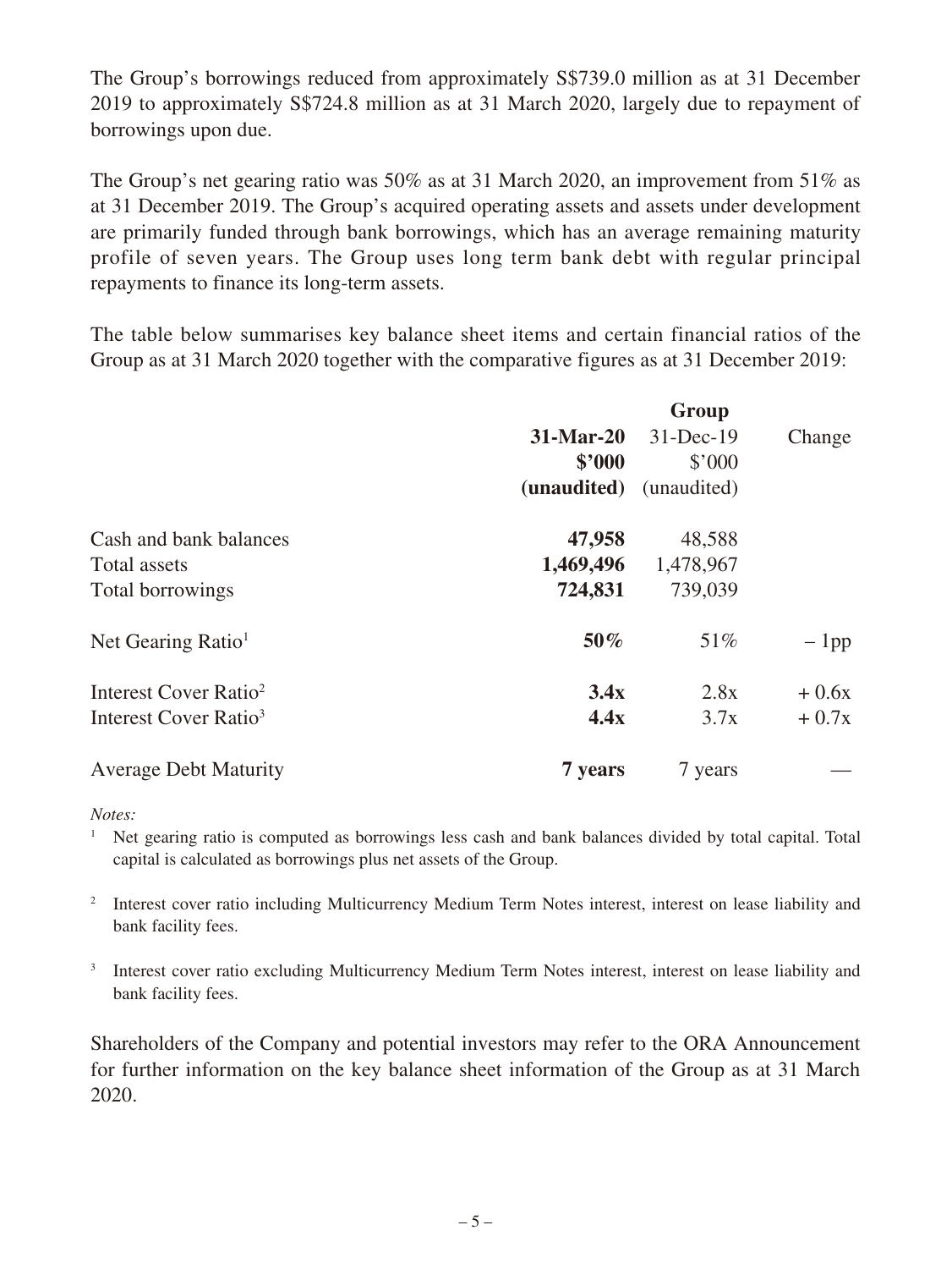The Group's borrowings reduced from approximately S$739.0 million as at 31 December 2019 to approximately S$724.8 million as at 31 March 2020, largely due to repayment of borrowings upon due.

The Group's net gearing ratio was 50% as at 31 March 2020, an improvement from 51% as at 31 December 2019. The Group's acquired operating assets and assets under development are primarily funded through bank borrowings, which has an average remaining maturity profile of seven years. The Group uses long term bank debt with regular principal repayments to finance its long-term assets.

The table below summarises key balance sheet items and certain financial ratios of the Group as at 31 March 2020 together with the comparative figures as at 31 December 2019:

| | Group | | |
|---|---|---|---|
| | **31-Mar-20** | 31-Dec-19 | Change |
| | **$'000** | $'000 | |
| | **(unaudited)** | (unaudited) | |
| Cash and bank balances | **47,958** | 48,588 | |
| Total assets | **1,469,496** | 1,478,967 | |
| Total borrowings | **724,831** | 739,039 | |
| Net Gearing Ratio[1] | **50%** | 51% | – 1pp |
| Interest Cover Ratio[2] | **3.4x** | 2.8x | + 0.6x |
| Interest Cover Ratio[3] | **4.4x** | 3.7x | + 0.7x |
| Average Debt Maturity | **7 years** | 7 years | — |

*Notes:*

[1] Net gearing ratio is computed as borrowings less cash and bank balances divided by total capital. Total capital is calculated as borrowings plus net assets of the Group.

[2] Interest cover ratio including Multicurrency Medium Term Notes interest, interest on lease liability and bank facility fees.

[3] Interest cover ratio excluding Multicurrency Medium Term Notes interest, interest on lease liability and bank facility fees.

Shareholders of the Company and potential investors may refer to the ORA Announcement for further information on the key balance sheet information of the Group as at 31 March 2020.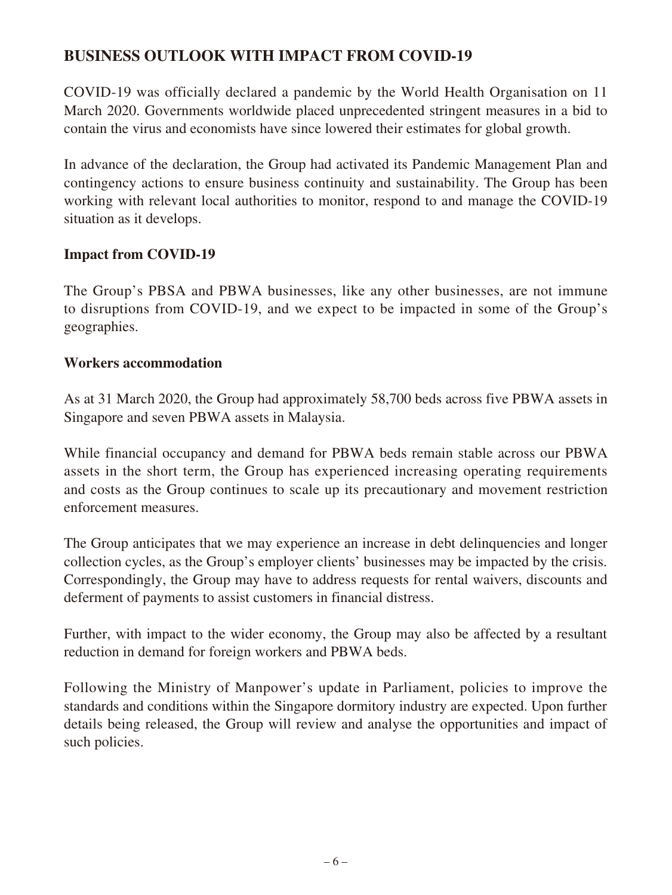## BUSINESS OUTLOOK WITH IMPACT FROM COVID-19

COVID-19 was officially declared a pandemic by the World Health Organisation on 11 March 2020. Governments worldwide placed unprecedented stringent measures in a bid to contain the virus and economists have since lowered their estimates for global growth.

In advance of the declaration, the Group had activated its Pandemic Management Plan and contingency actions to ensure business continuity and sustainability. The Group has been working with relevant local authorities to monitor, respond to and manage the COVID-19 situation as it develops.

### Impact from COVID-19

The Group's PBSA and PBWA businesses, like any other businesses, are not immune to disruptions from COVID-19, and we expect to be impacted in some of the Group's geographies.

### Workers accommodation

As at 31 March 2020, the Group had approximately 58,700 beds across five PBWA assets in Singapore and seven PBWA assets in Malaysia.

While financial occupancy and demand for PBWA beds remain stable across our PBWA assets in the short term, the Group has experienced increasing operating requirements and costs as the Group continues to scale up its precautionary and movement restriction enforcement measures.

The Group anticipates that we may experience an increase in debt delinquencies and longer collection cycles, as the Group's employer clients' businesses may be impacted by the crisis. Correspondingly, the Group may have to address requests for rental waivers, discounts and deferment of payments to assist customers in financial distress.

Further, with impact to the wider economy, the Group may also be affected by a resultant reduction in demand for foreign workers and PBWA beds.

Following the Ministry of Manpower's update in Parliament, policies to improve the standards and conditions within the Singapore dormitory industry are expected. Upon further details being released, the Group will review and analyse the opportunities and impact of such policies.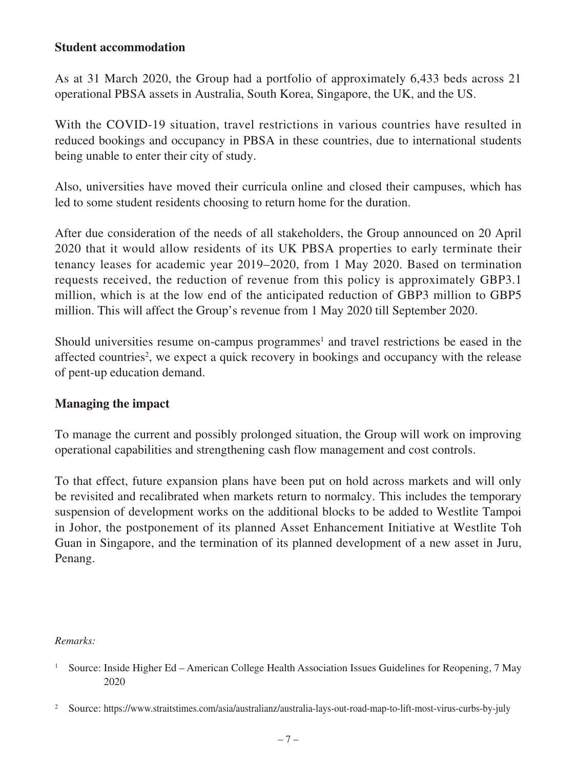**Student accommodation**

As at 31 March 2020, the Group had a portfolio of approximately 6,433 beds across 21 operational PBSA assets in Australia, South Korea, Singapore, the UK, and the US.

With the COVID-19 situation, travel restrictions in various countries have resulted in reduced bookings and occupancy in PBSA in these countries, due to international students being unable to enter their city of study.

Also, universities have moved their curricula online and closed their campuses, which has led to some student residents choosing to return home for the duration.

After due consideration of the needs of all stakeholders, the Group announced on 20 April 2020 that it would allow residents of its UK PBSA properties to early terminate their tenancy leases for academic year 2019–2020, from 1 May 2020. Based on termination requests received, the reduction of revenue from this policy is approximately GBP3.1 million, which is at the low end of the anticipated reduction of GBP3 million to GBP5 million. This will affect the Group's revenue from 1 May 2020 till September 2020.

Should universities resume on-campus programmes[1] and travel restrictions be eased in the affected countries[2], we expect a quick recovery in bookings and occupancy with the release of pent-up education demand.

**Managing the impact**

To manage the current and possibly prolonged situation, the Group will work on improving operational capabilities and strengthening cash flow management and cost controls.

To that effect, future expansion plans have been put on hold across markets and will only be revisited and recalibrated when markets return to normalcy. This includes the temporary suspension of development works on the additional blocks to be added to Westlite Tampoi in Johor, the postponement of its planned Asset Enhancement Initiative at Westlite Toh Guan in Singapore, and the termination of its planned development of a new asset in Juru, Penang.

*Remarks:*

1. Source: Inside Higher Ed – American College Health Association Issues Guidelines for Reopening, 7 May 2020
2. Source: https://www.straitstimes.com/asia/australianz/australia-lays-out-road-map-to-lift-most-virus-curbs-by-july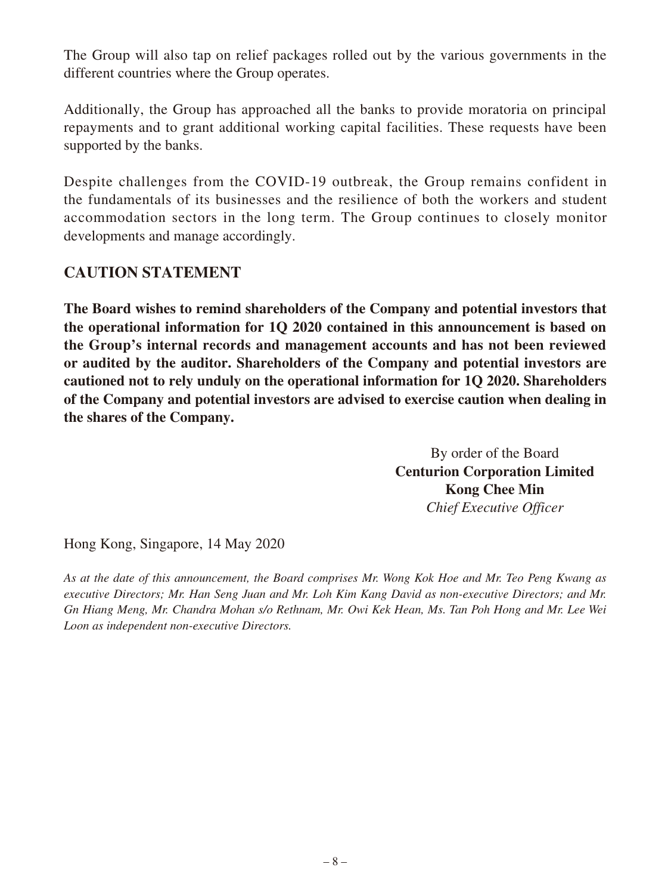The Group will also tap on relief packages rolled out by the various governments in the different countries where the Group operates.

Additionally, the Group has approached all the banks to provide moratoria on principal repayments and to grant additional working capital facilities. These requests have been supported by the banks.

Despite challenges from the COVID-19 outbreak, the Group remains confident in the fundamentals of its businesses and the resilience of both the workers and student accommodation sectors in the long term. The Group continues to closely monitor developments and manage accordingly.

## CAUTION STATEMENT

**The Board wishes to remind shareholders of the Company and potential investors that the operational information for 1Q 2020 contained in this announcement is based on the Group's internal records and management accounts and has not been reviewed or audited by the auditor. Shareholders of the Company and potential investors are cautioned not to rely unduly on the operational information for 1Q 2020. Shareholders of the Company and potential investors are advised to exercise caution when dealing in the shares of the Company.**

By order of the Board
**Centurion Corporation Limited**
**Kong Chee Min**
*Chief Executive Officer*

Hong Kong, Singapore, 14 May 2020

*As at the date of this announcement, the Board comprises Mr. Wong Kok Hoe and Mr. Teo Peng Kwang as executive Directors; Mr. Han Seng Juan and Mr. Loh Kim Kang David as non-executive Directors; and Mr. Gn Hiang Meng, Mr. Chandra Mohan s/o Rethnam, Mr. Owi Kek Hean, Ms. Tan Poh Hong and Mr. Lee Wei Loon as independent non-executive Directors.*